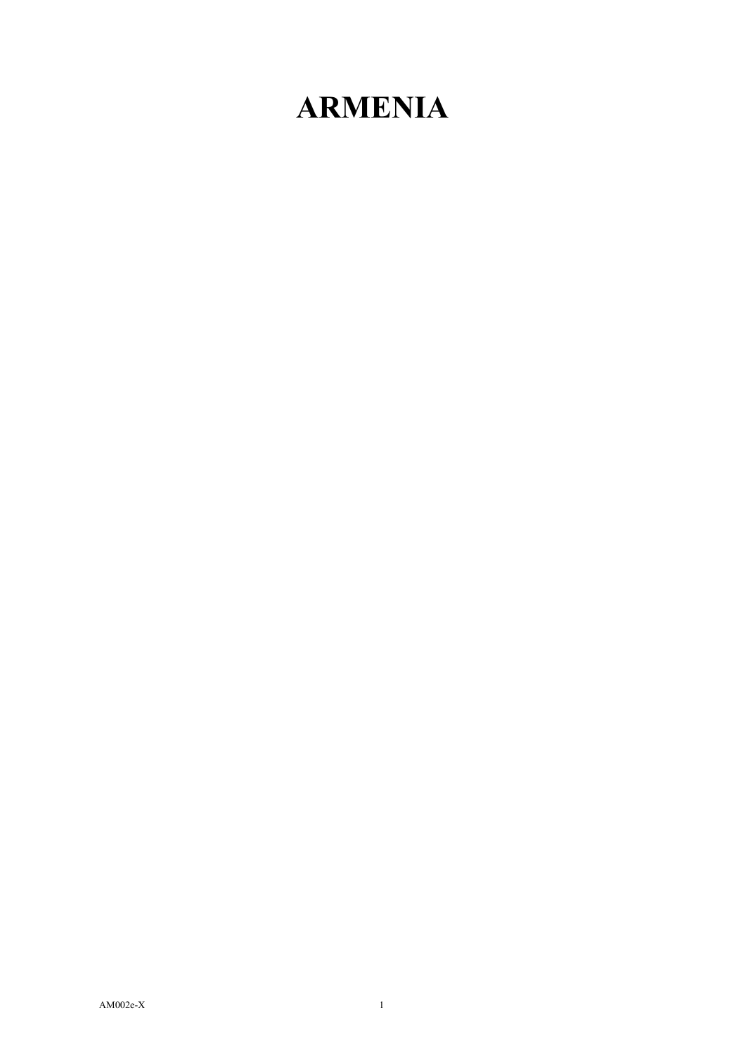# ARMENIA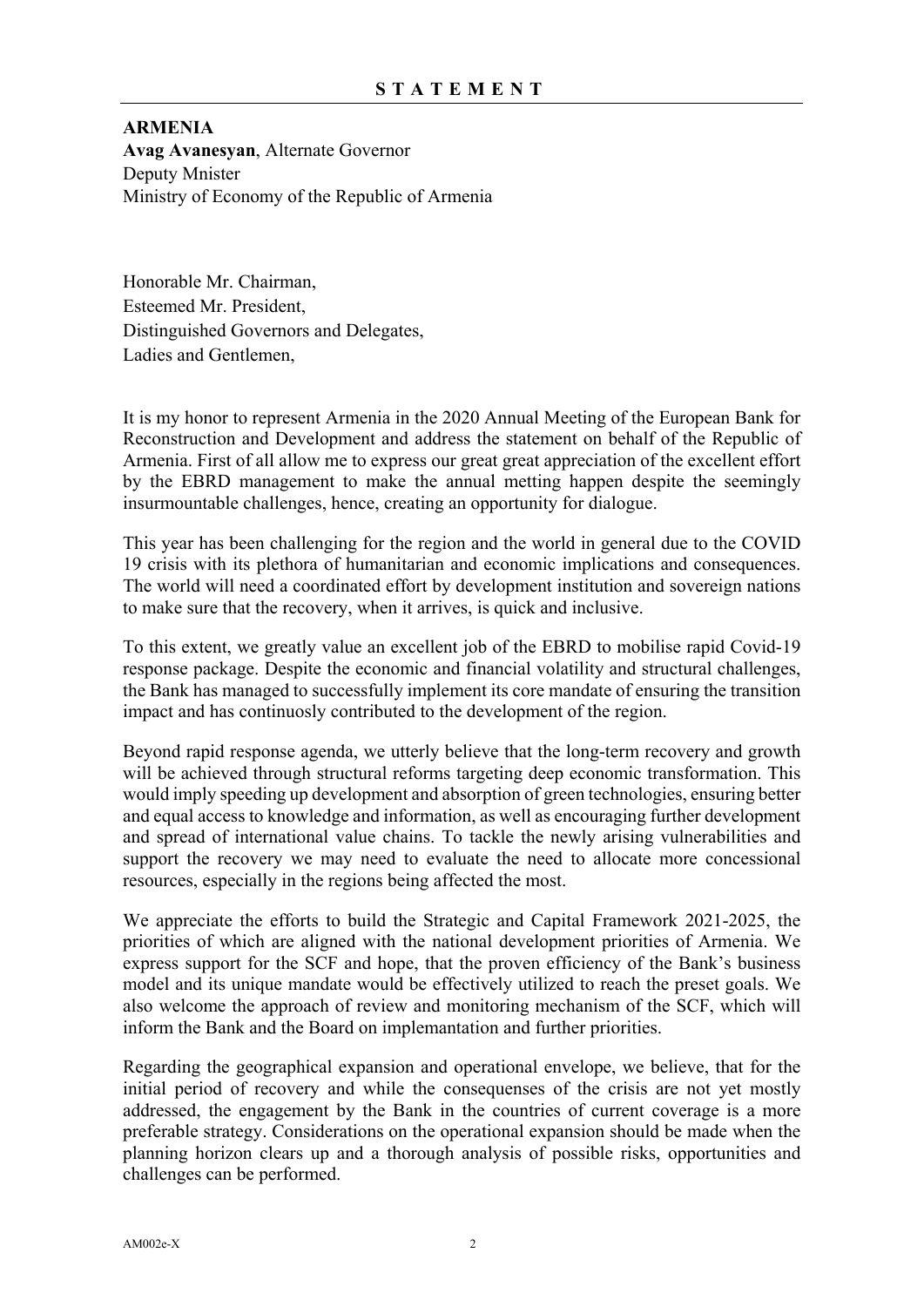## S T A T E M E N T

**ARMENIA**
**Avag Avanesyan**, Alternate Governor
Deputy Mnister
Ministry of Economy of the Republic of Armenia

Honorable Mr. Chairman,
Esteemed Mr. President,
Distinguished Governors and Delegates,
Ladies and Gentlemen,

It is my honor to represent Armenia in the 2020 Annual Meeting of the European Bank for Reconstruction and Development and address the statement on behalf of the Republic of Armenia. First of all allow me to express our great great appreciation of the excellent effort by the EBRD management to make the annual metting happen despite the seemingly insurmountable challenges, hence, creating an opportunity for dialogue.

This year has been challenging for the region and the world in general due to the COVID 19 crisis with its plethora of humanitarian and economic implications and consequences. The world will need a coordinated effort by development institution and sovereign nations to make sure that the recovery, when it arrives, is quick and inclusive.

To this extent, we greatly value an excellent job of the EBRD to mobilise rapid Covid-19 response package. Despite the economic and financial volatility and structural challenges, the Bank has managed to successfully implement its core mandate of ensuring the transition impact and has continuosly contributed to the development of the region.

Beyond rapid response agenda, we utterly believe that the long-term recovery and growth will be achieved through structural reforms targeting deep economic transformation. This would imply speeding up development and absorption of green technologies, ensuring better and equal access to knowledge and information, as well as encouraging further development and spread of international value chains. To tackle the newly arising vulnerabilities and support the recovery we may need to evaluate the need to allocate more concessional resources, especially in the regions being affected the most.

We appreciate the efforts to build the Strategic and Capital Framework 2021-2025, the priorities of which are aligned with the national development priorities of Armenia. We express support for the SCF and hope, that the proven efficiency of the Bank's business model and its unique mandate would be effectively utilized to reach the preset goals. We also welcome the approach of review and monitoring mechanism of the SCF, which will inform the Bank and the Board on implemantation and further priorities.

Regarding the geographical expansion and operational envelope, we believe, that for the initial period of recovery and while the consequenses of the crisis are not yet mostly addressed, the engagement by the Bank in the countries of current coverage is a more preferable strategy. Considerations on the operational expansion should be made when the planning horizon clears up and a thorough analysis of possible risks, opportunities and challenges can be performed.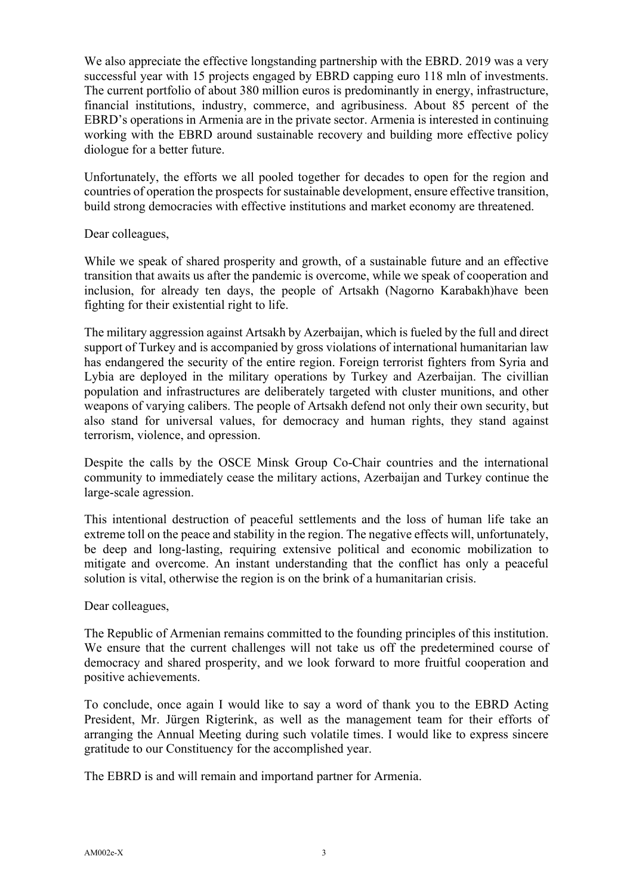We also appreciate the effective longstanding partnership with the EBRD. 2019 was a very successful year with 15 projects engaged by EBRD capping euro 118 mln of investments. The current portfolio of about 380 million euros is predominantly in energy, infrastructure, financial institutions, industry, commerce, and agribusiness. About 85 percent of the EBRD's operations in Armenia are in the private sector. Armenia is interested in continuing working with the EBRD around sustainable recovery and building more effective policy diologue for a better future.

Unfortunately, the efforts we all pooled together for decades to open for the region and countries of operation the prospects for sustainable development, ensure effective transition, build strong democracies with effective institutions and market economy are threatened.

Dear colleagues,

While we speak of shared prosperity and growth, of a sustainable future and an effective transition that awaits us after the pandemic is overcome, while we speak of cooperation and inclusion, for already ten days, the people of Artsakh (Nagorno Karabakh)have been fighting for their existential right to life.

The military aggression against Artsakh by Azerbaijan, which is fueled by the full and direct support of Turkey and is accompanied by gross violations of international humanitarian law has endangered the security of the entire region. Foreign terrorist fighters from Syria and Lybia are deployed in the military operations by Turkey and Azerbaijan. The civillian population and infrastructures are deliberately targeted with cluster munitions, and other weapons of varying calibers. The people of Artsakh defend not only their own security, but also stand for universal values, for democracy and human rights, they stand against terrorism, violence, and opression.

Despite the calls by the OSCE Minsk Group Co-Chair countries and the international community to immediately cease the military actions, Azerbaijan and Turkey continue the large-scale agression.

This intentional destruction of peaceful settlements and the loss of human life take an extreme toll on the peace and stability in the region. The negative effects will, unfortunately, be deep and long-lasting, requiring extensive political and economic mobilization to mitigate and overcome. An instant understanding that the conflict has only a peaceful solution is vital, otherwise the region is on the brink of a humanitarian crisis.

Dear colleagues,

The Republic of Armenian remains committed to the founding principles of this institution. We ensure that the current challenges will not take us off the predetermined course of democracy and shared prosperity, and we look forward to more fruitful cooperation and positive achievements.

To conclude, once again I would like to say a word of thank you to the EBRD Acting President, Mr. Jürgen Rigterink, as well as the management team for their efforts of arranging the Annual Meeting during such volatile times. I would like to express sincere gratitude to our Constituency for the accomplished year.

The EBRD is and will remain and importand partner for Armenia.